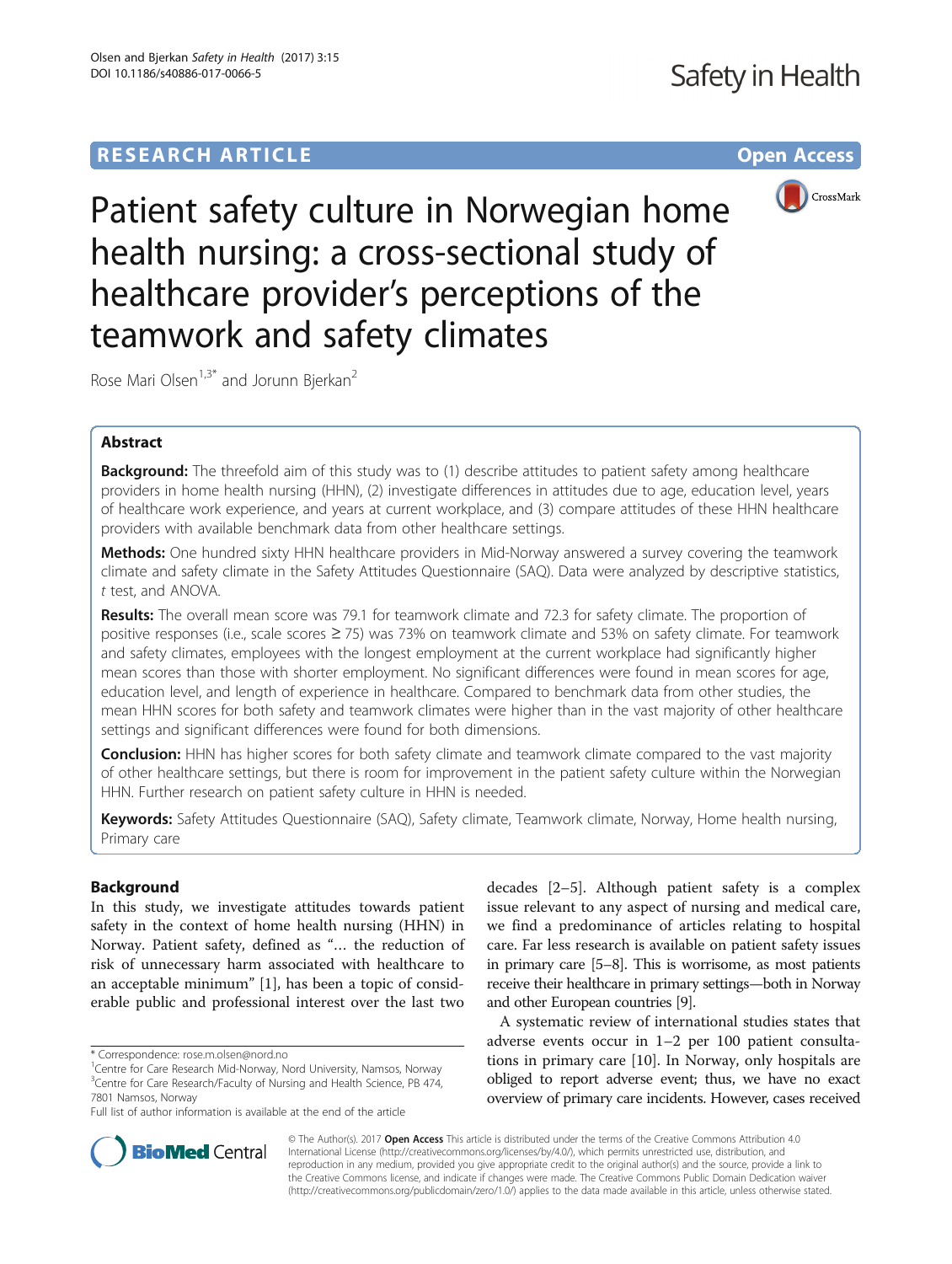# Patient safety culture in Norwegian home health nursing: a cross-sectional study of healthcare provider's perceptions of the teamwork and safety climates

Rose Mari Olsen[1,3*] and Jorunn Bjerkan[2]

## Abstract

**Background:** The threefold aim of this study was to (1) describe attitudes to patient safety among healthcare providers in home health nursing (HHN), (2) investigate differences in attitudes due to age, education level, years of healthcare work experience, and years at current workplace, and (3) compare attitudes of these HHN healthcare providers with available benchmark data from other healthcare settings.

**Methods:** One hundred sixty HHN healthcare providers in Mid-Norway answered a survey covering the teamwork climate and safety climate in the Safety Attitudes Questionnaire (SAQ). Data were analyzed by descriptive statistics, *t* test, and ANOVA.

**Results:** The overall mean score was 79.1 for teamwork climate and 72.3 for safety climate. The proportion of positive responses (i.e., scale scores ≥ 75) was 73% on teamwork climate and 53% on safety climate. For teamwork and safety climates, employees with the longest employment at the current workplace had significantly higher mean scores than those with shorter employment. No significant differences were found in mean scores for age, education level, and length of experience in healthcare. Compared to benchmark data from other studies, the mean HHN scores for both safety and teamwork climates were higher than in the vast majority of other healthcare settings and significant differences were found for both dimensions.

**Conclusion:** HHN has higher scores for both safety climate and teamwork climate compared to the vast majority of other healthcare settings, but there is room for improvement in the patient safety culture within the Norwegian HHN. Further research on patient safety culture in HHN is needed.

**Keywords:** Safety Attitudes Questionnaire (SAQ), Safety climate, Teamwork climate, Norway, Home health nursing, Primary care

## Background

In this study, we investigate attitudes towards patient safety in the context of home health nursing (HHN) in Norway. Patient safety, defined as "... the reduction of risk of unnecessary harm associated with healthcare to an acceptable minimum" [1], has been a topic of considerable public and professional interest over the last two decades [2–5]. Although patient safety is a complex issue relevant to any aspect of nursing and medical care, we find a predominance of articles relating to hospital care. Far less research is available on patient safety issues in primary care [5–8]. This is worrisome, as most patients receive their healthcare in primary settings—both in Norway and other European countries [9].

A systematic review of international studies states that adverse events occur in 1–2 per 100 patient consultations in primary care [10]. In Norway, only hospitals are obliged to report adverse event; thus, we have no exact overview of primary care incidents. However, cases received

\* Correspondence: rose.m.olsen@nord.no
[1]Centre for Care Research Mid-Norway, Nord University, Namsos, Norway
[3]Centre for Care Research/Faculty of Nursing and Health Science, PB 474, 7801 Namsos, Norway
Full list of author information is available at the end of the article

© The Author(s). 2017 **Open Access** This article is distributed under the terms of the Creative Commons Attribution 4.0 International License (http://creativecommons.org/licenses/by/4.0/), which permits unrestricted use, distribution, and reproduction in any medium, provided you give appropriate credit to the original author(s) and the source, provide a link to the Creative Commons license, and indicate if changes were made. The Creative Commons Public Domain Dedication waiver (http://creativecommons.org/publicdomain/zero/1.0/) applies to the data made available in this article, unless otherwise stated.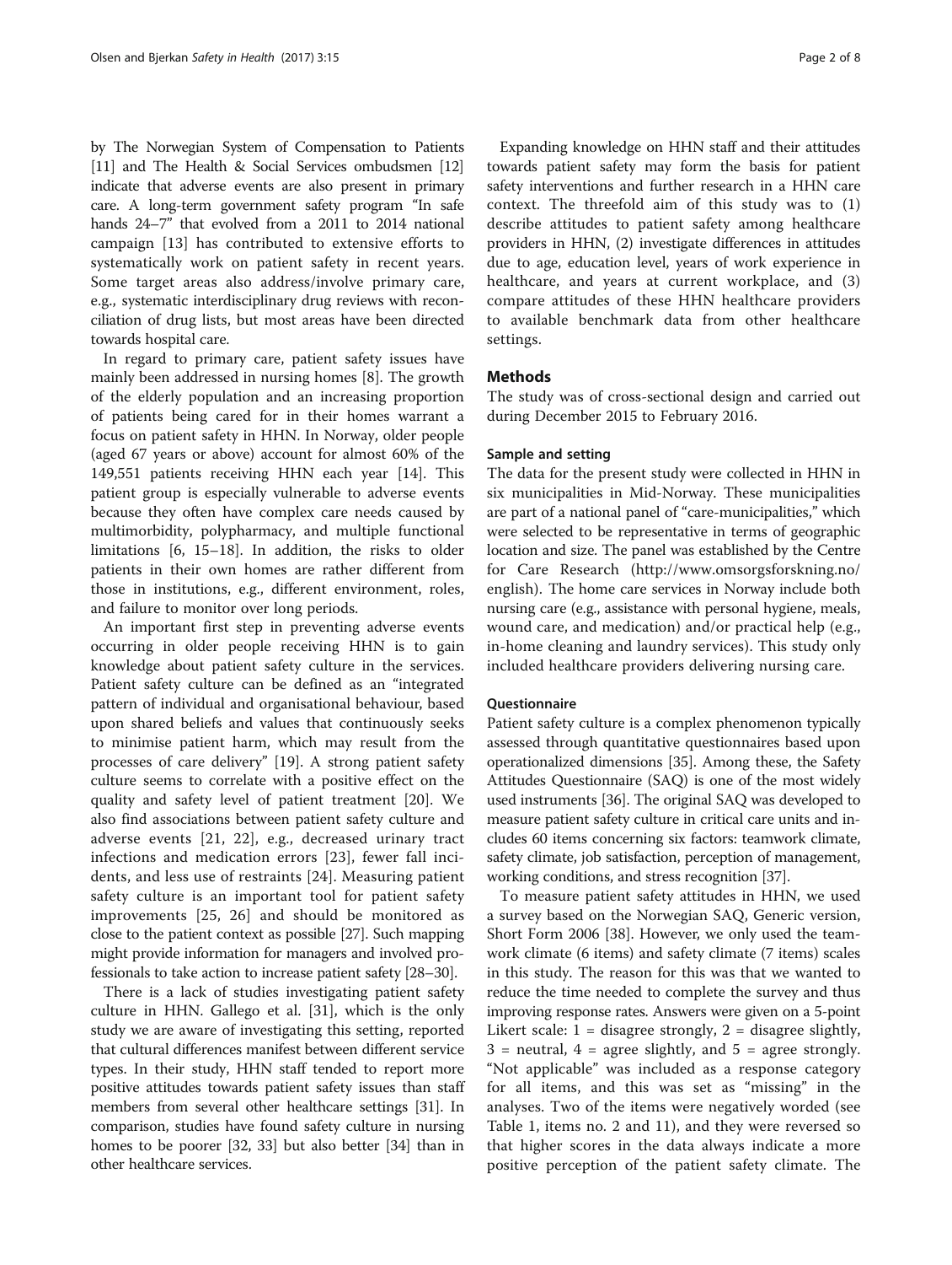by The Norwegian System of Compensation to Patients [11] and The Health & Social Services ombudsmen [12] indicate that adverse events are also present in primary care. A long-term government safety program "In safe hands 24–7" that evolved from a 2011 to 2014 national campaign [13] has contributed to extensive efforts to systematically work on patient safety in recent years. Some target areas also address/involve primary care, e.g., systematic interdisciplinary drug reviews with reconciliation of drug lists, but most areas have been directed towards hospital care.

In regard to primary care, patient safety issues have mainly been addressed in nursing homes [8]. The growth of the elderly population and an increasing proportion of patients being cared for in their homes warrant a focus on patient safety in HHN. In Norway, older people (aged 67 years or above) account for almost 60% of the 149,551 patients receiving HHN each year [14]. This patient group is especially vulnerable to adverse events because they often have complex care needs caused by multimorbidity, polypharmacy, and multiple functional limitations [6, 15–18]. In addition, the risks to older patients in their own homes are rather different from those in institutions, e.g., different environment, roles, and failure to monitor over long periods.

An important first step in preventing adverse events occurring in older people receiving HHN is to gain knowledge about patient safety culture in the services. Patient safety culture can be defined as an "integrated pattern of individual and organisational behaviour, based upon shared beliefs and values that continuously seeks to minimise patient harm, which may result from the processes of care delivery" [19]. A strong patient safety culture seems to correlate with a positive effect on the quality and safety level of patient treatment [20]. We also find associations between patient safety culture and adverse events [21, 22], e.g., decreased urinary tract infections and medication errors [23], fewer fall incidents, and less use of restraints [24]. Measuring patient safety culture is an important tool for patient safety improvements [25, 26] and should be monitored as close to the patient context as possible [27]. Such mapping might provide information for managers and involved professionals to take action to increase patient safety [28–30].

There is a lack of studies investigating patient safety culture in HHN. Gallego et al. [31], which is the only study we are aware of investigating this setting, reported that cultural differences manifest between different service types. In their study, HHN staff tended to report more positive attitudes towards patient safety issues than staff members from several other healthcare settings [31]. In comparison, studies have found safety culture in nursing homes to be poorer [32, 33] but also better [34] than in other healthcare services.

Expanding knowledge on HHN staff and their attitudes towards patient safety may form the basis for patient safety interventions and further research in a HHN care context. The threefold aim of this study was to (1) describe attitudes to patient safety among healthcare providers in HHN, (2) investigate differences in attitudes due to age, education level, years of work experience in healthcare, and years at current workplace, and (3) compare attitudes of these HHN healthcare providers to available benchmark data from other healthcare settings.

## Methods

The study was of cross-sectional design and carried out during December 2015 to February 2016.

### Sample and setting

The data for the present study were collected in HHN in six municipalities in Mid-Norway. These municipalities are part of a national panel of "care-municipalities," which were selected to be representative in terms of geographic location and size. The panel was established by the Centre for Care Research (http://www.omsorgsforskning.no/english). The home care services in Norway include both nursing care (e.g., assistance with personal hygiene, meals, wound care, and medication) and/or practical help (e.g., in-home cleaning and laundry services). This study only included healthcare providers delivering nursing care.

### Questionnaire

Patient safety culture is a complex phenomenon typically assessed through quantitative questionnaires based upon operationalized dimensions [35]. Among these, the Safety Attitudes Questionnaire (SAQ) is one of the most widely used instruments [36]. The original SAQ was developed to measure patient safety culture in critical care units and includes 60 items concerning six factors: teamwork climate, safety climate, job satisfaction, perception of management, working conditions, and stress recognition [37].

To measure patient safety attitudes in HHN, we used a survey based on the Norwegian SAQ, Generic version, Short Form 2006 [38]. However, we only used the teamwork climate (6 items) and safety climate (7 items) scales in this study. The reason for this was that we wanted to reduce the time needed to complete the survey and thus improving response rates. Answers were given on a 5-point Likert scale: 1 = disagree strongly, 2 = disagree slightly, 3 = neutral, 4 = agree slightly, and 5 = agree strongly. "Not applicable" was included as a response category for all items, and this was set as "missing" in the analyses. Two of the items were negatively worded (see Table 1, items no. 2 and 11), and they were reversed so that higher scores in the data always indicate a more positive perception of the patient safety climate. The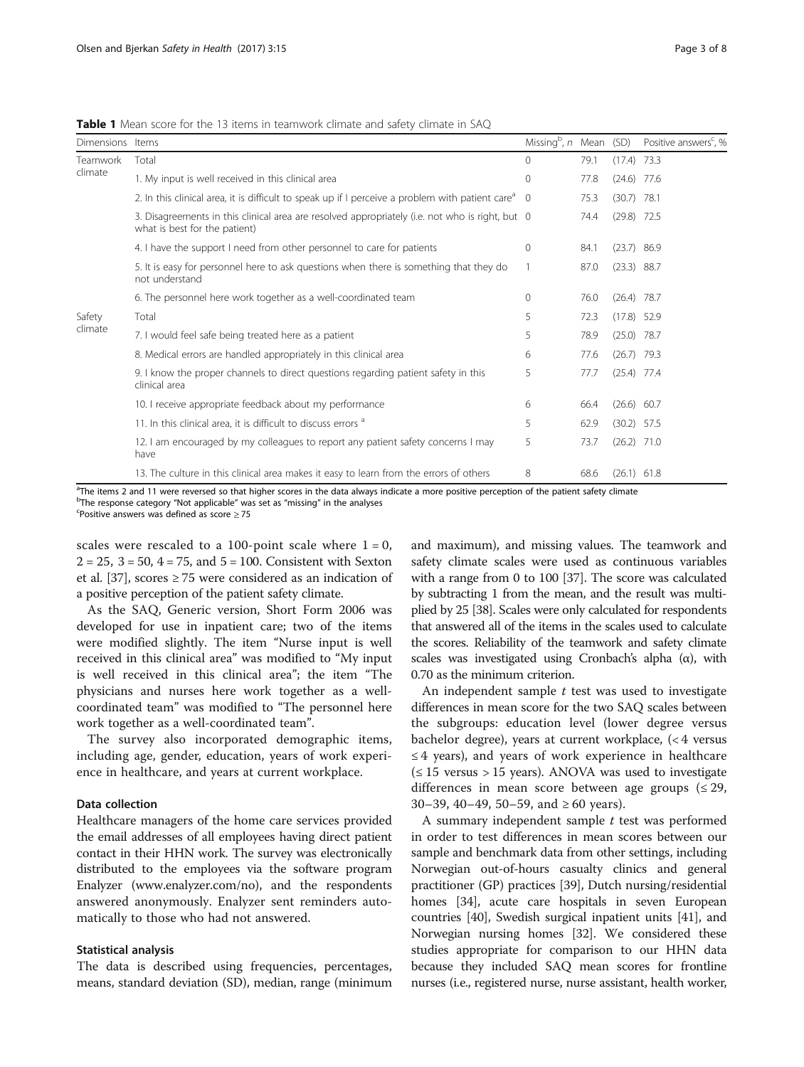**Table 1** Mean score for the 13 items in teamwork climate and safety climate in SAQ

| Dimensions | Items | Missing[b], n | Mean | (SD) | Positive answers[c], % |
|---|---|---|---|---|---|
| Teamwork climate | Total | 0 | 79.1 | (17.4) | 73.3 |
| | 1. My input is well received in this clinical area | 0 | 77.8 | (24.6) | 77.6 |
| | 2. In this clinical area, it is difficult to speak up if I perceive a problem with patient care[a] | 0 | 75.3 | (30.7) | 78.1 |
| | 3. Disagreements in this clinical area are resolved appropriately (i.e. not who is right, but what is best for the patient) | 0 | 74.4 | (29.8) | 72.5 |
| | 4. I have the support I need from other personnel to care for patients | 0 | 84.1 | (23.7) | 86.9 |
| | 5. It is easy for personnel here to ask questions when there is something that they do not understand | 1 | 87.0 | (23.3) | 88.7 |
| | 6. The personnel here work together as a well-coordinated team | 0 | 76.0 | (26.4) | 78.7 |
| Safety climate | Total | 5 | 72.3 | (17.8) | 52.9 |
| | 7. I would feel safe being treated here as a patient | 5 | 78.9 | (25.0) | 78.7 |
| | 8. Medical errors are handled appropriately in this clinical area | 6 | 77.6 | (26.7) | 79.3 |
| | 9. I know the proper channels to direct questions regarding patient safety in this clinical area | 5 | 77.7 | (25.4) | 77.4 |
| | 10. I receive appropriate feedback about my performance | 6 | 66.4 | (26.6) | 60.7 |
| | 11. In this clinical area, it is difficult to discuss errors [a] | 5 | 62.9 | (30.2) | 57.5 |
| | 12. I am encouraged by my colleagues to report any patient safety concerns I may have | 5 | 73.7 | (26.2) | 71.0 |
| | 13. The culture in this clinical area makes it easy to learn from the errors of others | 8 | 68.6 | (26.1) | 61.8 |

[a]The items 2 and 11 were reversed so that higher scores in the data always indicate a more positive perception of the patient safety climate
[b]The response category "Not applicable" was set as "missing" in the analyses
[c]Positive answers was defined as score ≥ 75

scales were rescaled to a 100-point scale where 1 = 0, 2 = 25, 3 = 50, 4 = 75, and 5 = 100. Consistent with Sexton et al. [37], scores ≥ 75 were considered as an indication of a positive perception of the patient safety climate.

As the SAQ, Generic version, Short Form 2006 was developed for use in inpatient care; two of the items were modified slightly. The item "Nurse input is well received in this clinical area" was modified to "My input is well received in this clinical area"; the item "The physicians and nurses here work together as a well-coordinated team" was modified to "The personnel here work together as a well-coordinated team".

The survey also incorporated demographic items, including age, gender, education, years of work experience in healthcare, and years at current workplace.

## Data collection

Healthcare managers of the home care services provided the email addresses of all employees having direct patient contact in their HHN work. The survey was electronically distributed to the employees via the software program Enalyzer (www.enalyzer.com/no), and the respondents answered anonymously. Enalyzer sent reminders automatically to those who had not answered.

## Statistical analysis

The data is described using frequencies, percentages, means, standard deviation (SD), median, range (minimum and maximum), and missing values. The teamwork and safety climate scales were used as continuous variables with a range from 0 to 100 [37]. The score was calculated by subtracting 1 from the mean, and the result was multiplied by 25 [38]. Scales were only calculated for respondents that answered all of the items in the scales used to calculate the scores. Reliability of the teamwork and safety climate scales was investigated using Cronbach's alpha (α), with 0.70 as the minimum criterion.

An independent sample $t$ test was used to investigate differences in mean score for the two SAQ scales between the subgroups: education level (lower degree versus bachelor degree), years at current workplace, (< 4 versus ≤ 4 years), and years of work experience in healthcare (≤ 15 versus > 15 years). ANOVA was used to investigate differences in mean score between age groups (≤ 29, 30–39, 40–49, 50–59, and ≥ 60 years).

A summary independent sample $t$ test was performed in order to test differences in mean scores between our sample and benchmark data from other settings, including Norwegian out-of-hours casualty clinics and general practitioner (GP) practices [39], Dutch nursing/residential homes [34], acute care hospitals in seven European countries [40], Swedish surgical inpatient units [41], and Norwegian nursing homes [32]. We considered these studies appropriate for comparison to our HHN data because they included SAQ mean scores for frontline nurses (i.e., registered nurse, nurse assistant, health worker,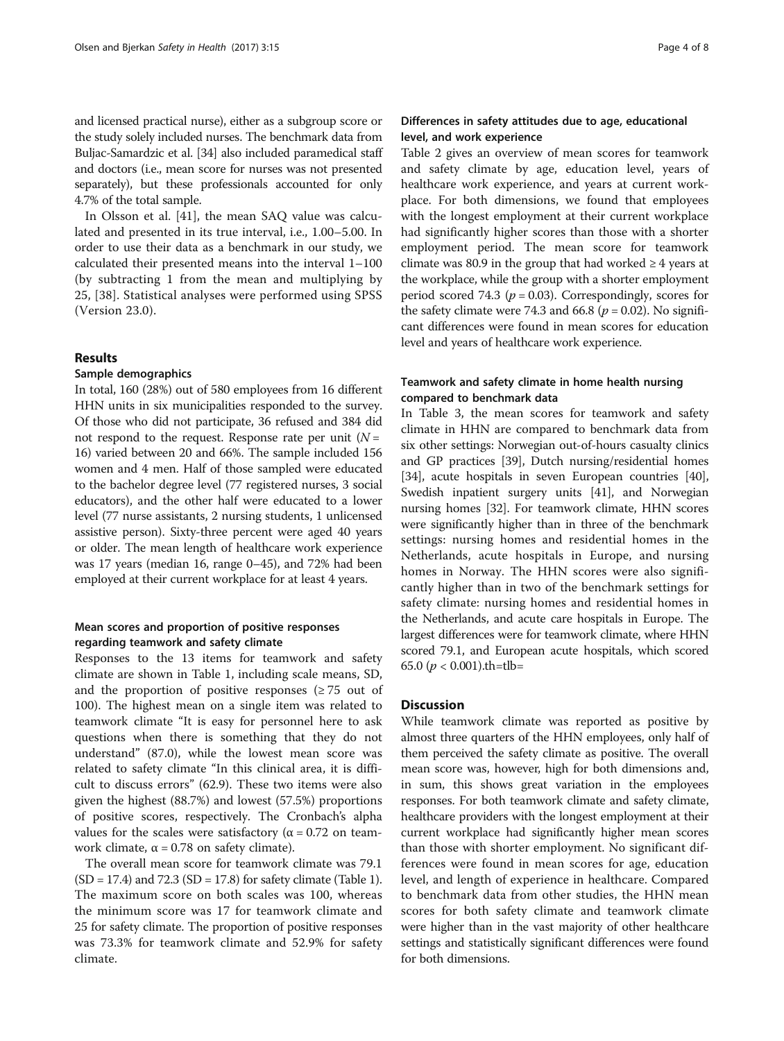and licensed practical nurse), either as a subgroup score or the study solely included nurses. The benchmark data from Buljac-Samardzic et al. [34] also included paramedical staff and doctors (i.e., mean score for nurses was not presented separately), but these professionals accounted for only 4.7% of the total sample.

In Olsson et al. [41], the mean SAQ value was calculated and presented in its true interval, i.e., 1.00–5.00. In order to use their data as a benchmark in our study, we calculated their presented means into the interval 1–100 (by subtracting 1 from the mean and multiplying by 25, [38]. Statistical analyses were performed using SPSS (Version 23.0).

## Results

### Sample demographics

In total, 160 (28%) out of 580 employees from 16 different HHN units in six municipalities responded to the survey. Of those who did not participate, 36 refused and 384 did not respond to the request. Response rate per unit ($N$ = 16) varied between 20 and 66%. The sample included 156 women and 4 men. Half of those sampled were educated to the bachelor degree level (77 registered nurses, 3 social educators), and the other half were educated to a lower level (77 nurse assistants, 2 nursing students, 1 unlicensed assistive person). Sixty-three percent were aged 40 years or older. The mean length of healthcare work experience was 17 years (median 16, range 0–45), and 72% had been employed at their current workplace for at least 4 years.

### Mean scores and proportion of positive responses regarding teamwork and safety climate

Responses to the 13 items for teamwork and safety climate are shown in Table 1, including scale means, SD, and the proportion of positive responses (≥ 75 out of 100). The highest mean on a single item was related to teamwork climate "It is easy for personnel here to ask questions when there is something that they do not understand" (87.0), while the lowest mean score was related to safety climate "In this clinical area, it is difficult to discuss errors" (62.9). These two items were also given the highest (88.7%) and lowest (57.5%) proportions of positive scores, respectively. The Cronbach's alpha values for the scales were satisfactory ($\alpha = 0.72$ on teamwork climate, $\alpha = 0.78$ on safety climate).

The overall mean score for teamwork climate was 79.1 (SD = 17.4) and 72.3 (SD = 17.8) for safety climate (Table 1). The maximum score on both scales was 100, whereas the minimum score was 17 for teamwork climate and 25 for safety climate. The proportion of positive responses was 73.3% for teamwork climate and 52.9% for safety climate.

### Differences in safety attitudes due to age, educational level, and work experience

Table 2 gives an overview of mean scores for teamwork and safety climate by age, education level, years of healthcare work experience, and years at current workplace. For both dimensions, we found that employees with the longest employment at their current workplace had significantly higher scores than those with a shorter employment period. The mean score for teamwork climate was 80.9 in the group that had worked ≥ 4 years at the workplace, while the group with a shorter employment period scored 74.3 ($p = 0.03$). Correspondingly, scores for the safety climate were 74.3 and 66.8 ($p = 0.02$). No significant differences were found in mean scores for education level and years of healthcare work experience.

### Teamwork and safety climate in home health nursing compared to benchmark data

In Table 3, the mean scores for teamwork and safety climate in HHN are compared to benchmark data from six other settings: Norwegian out-of-hours casualty clinics and GP practices [39], Dutch nursing/residential homes [34], acute hospitals in seven European countries [40], Swedish inpatient surgery units [41], and Norwegian nursing homes [32]. For teamwork climate, HHN scores were significantly higher than in three of the benchmark settings: nursing homes and residential homes in the Netherlands, acute hospitals in Europe, and nursing homes in Norway. The HHN scores were also significantly higher than in two of the benchmark settings for safety climate: nursing homes and residential homes in the Netherlands, and acute care hospitals in Europe. The largest differences were for teamwork climate, where HHN scored 79.1, and European acute hospitals, which scored 65.0 ($p < 0.001$).th=tlb=

## Discussion

While teamwork climate was reported as positive by almost three quarters of the HHN employees, only half of them perceived the safety climate as positive. The overall mean score was, however, high for both dimensions and, in sum, this shows great variation in the employees responses. For both teamwork climate and safety climate, healthcare providers with the longest employment at their current workplace had significantly higher mean scores than those with shorter employment. No significant differences were found in mean scores for age, education level, and length of experience in healthcare. Compared to benchmark data from other studies, the HHN mean scores for both safety climate and teamwork climate were higher than in the vast majority of other healthcare settings and statistically significant differences were found for both dimensions.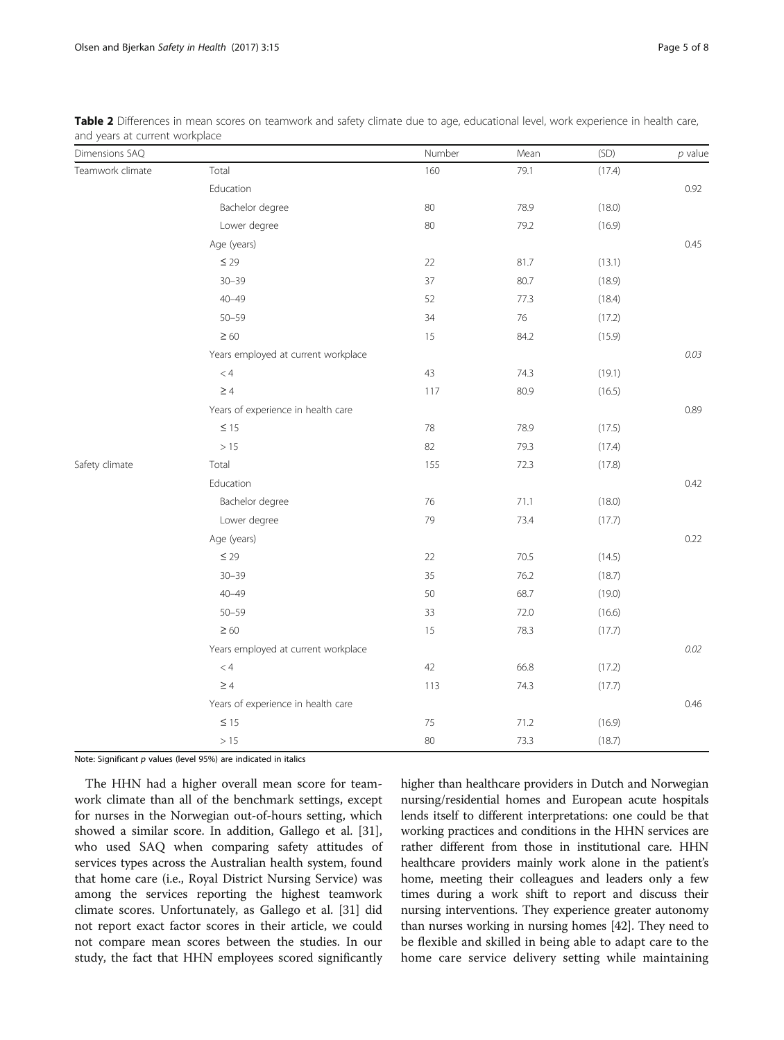**Table 2** Differences in mean scores on teamwork and safety climate due to age, educational level, work experience in health care, and years at current workplace

| Dimensions SAQ | | Number | Mean | (SD) | *p* value |
|---|---|---|---|---|---|
| Teamwork climate | Total | 160 | 79.1 | (17.4) | |
| | Education | | | | 0.92 |
| | Bachelor degree | 80 | 78.9 | (18.0) | |
| | Lower degree | 80 | 79.2 | (16.9) | |
| | Age (years) | | | | 0.45 |
| | ≤ 29 | 22 | 81.7 | (13.1) | |
| | 30–39 | 37 | 80.7 | (18.9) | |
| | 40–49 | 52 | 77.3 | (18.4) | |
| | 50–59 | 34 | 76 | (17.2) | |
| | ≥ 60 | 15 | 84.2 | (15.9) | |
| | Years employed at current workplace | | | | *0.03* |
| | < 4 | 43 | 74.3 | (19.1) | |
| | ≥ 4 | 117 | 80.9 | (16.5) | |
| | Years of experience in health care | | | | 0.89 |
| | ≤ 15 | 78 | 78.9 | (17.5) | |
| | > 15 | 82 | 79.3 | (17.4) | |
| Safety climate | Total | 155 | 72.3 | (17.8) | |
| | Education | | | | 0.42 |
| | Bachelor degree | 76 | 71.1 | (18.0) | |
| | Lower degree | 79 | 73.4 | (17.7) | |
| | Age (years) | | | | 0.22 |
| | ≤ 29 | 22 | 70.5 | (14.5) | |
| | 30–39 | 35 | 76.2 | (18.7) | |
| | 40–49 | 50 | 68.7 | (19.0) | |
| | 50–59 | 33 | 72.0 | (16.6) | |
| | ≥ 60 | 15 | 78.3 | (17.7) | |
| | Years employed at current workplace | | | | *0.02* |
| | < 4 | 42 | 66.8 | (17.2) | |
| | ≥ 4 | 113 | 74.3 | (17.7) | |
| | Years of experience in health care | | | | 0.46 |
| | ≤ 15 | 75 | 71.2 | (16.9) | |
| | > 15 | 80 | 73.3 | (18.7) | |

Note: Significant *p* values (level 95%) are indicated in italics

The HHN had a higher overall mean score for teamwork climate than all of the benchmark settings, except for nurses in the Norwegian out-of-hours setting, which showed a similar score. In addition, Gallego et al. [31], who used SAQ when comparing safety attitudes of services types across the Australian health system, found that home care (i.e., Royal District Nursing Service) was among the services reporting the highest teamwork climate scores. Unfortunately, as Gallego et al. [31] did not report exact factor scores in their article, we could not compare mean scores between the studies. In our study, the fact that HHN employees scored significantly higher than healthcare providers in Dutch and Norwegian nursing/residential homes and European acute hospitals lends itself to different interpretations: one could be that working practices and conditions in the HHN services are rather different from those in institutional care. HHN healthcare providers mainly work alone in the patient's home, meeting their colleagues and leaders only a few times during a work shift to report and discuss their nursing interventions. They experience greater autonomy than nurses working in nursing homes [42]. They need to be flexible and skilled in being able to adapt care to the home care service delivery setting while maintaining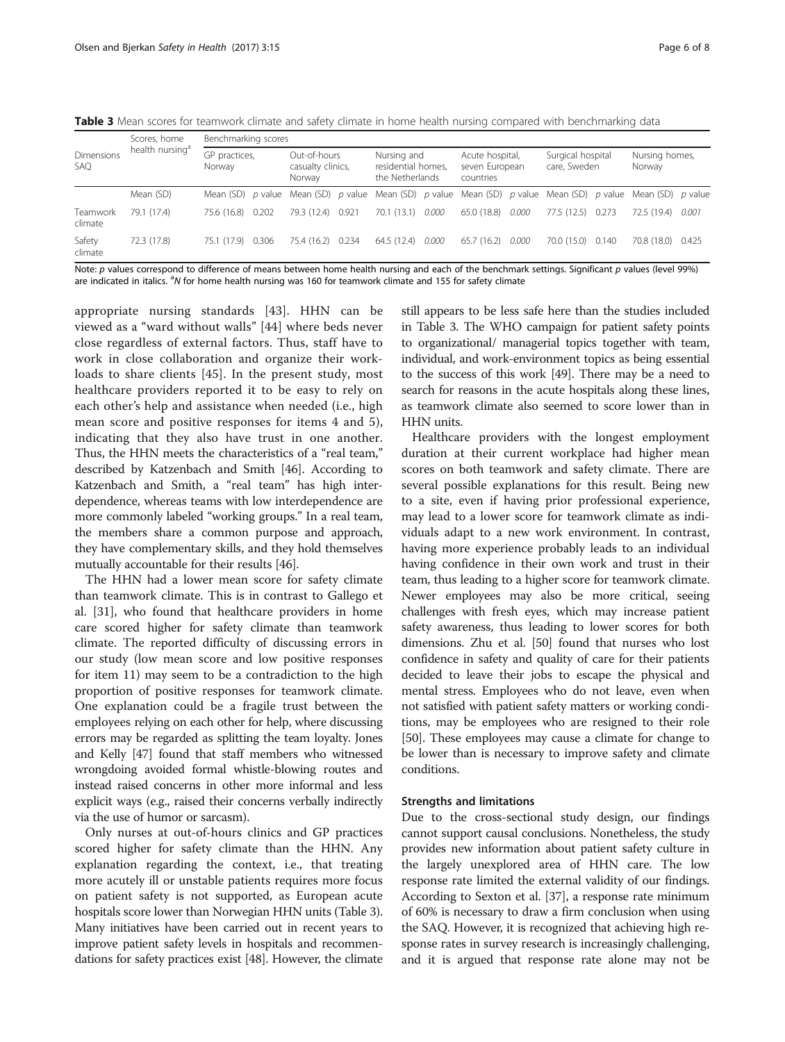**Table 3** Mean scores for teamwork climate and safety climate in home health nursing compared with benchmarking data

| Dimensions SAQ | Scores, home health nursing[a] | Benchmarking scores | | | | | | | | | | | |
|---|---|---|---|---|---|---|---|---|---|---|---|---|---|
| | | GP practices, Norway | | Out-of-hours casualty clinics, Norway | | Nursing and residential homes, the Netherlands | | Acute hospital, seven European countries | | Surgical hospital care, Sweden | | Nursing homes, Norway | |
| | Mean (SD) | Mean (SD) | *p* value | Mean (SD) | *p* value | Mean (SD) | *p* value | Mean (SD) | *p* value | Mean (SD) | *p* value | Mean (SD) | *p* value |
| Teamwork climate | 79.1 (17.4) | 75.6 (16.8) | 0.202 | 79.3 (12.4) | 0.921 | 70.1 (13.1) | *0.000* | 65.0 (18.8) | *0.000* | 77.5 (12.5) | 0.273 | 72.5 (19.4) | *0.001* |
| Safety climate | 72.3 (17.8) | 75.1 (17.9) | 0.306 | 75.4 (16.2) | 0.234 | 64.5 (12.4) | *0.000* | 65.7 (16.2) | *0.000* | 70.0 (15.0) | 0.140 | 70.8 (18.0) | 0.425 |

Note: *p* values correspond to difference of means between home health nursing and each of the benchmark settings. Significant *p* values (level 99%) are indicated in italics. [a]*N* for home health nursing was 160 for teamwork climate and 155 for safety climate

appropriate nursing standards [43]. HHN can be viewed as a "ward without walls" [44] where beds never close regardless of external factors. Thus, staff have to work in close collaboration and organize their workloads to share clients [45]. In the present study, most healthcare providers reported it to be easy to rely on each other's help and assistance when needed (i.e., high mean score and positive responses for items 4 and 5), indicating that they also have trust in one another. Thus, the HHN meets the characteristics of a "real team," described by Katzenbach and Smith [46]. According to Katzenbach and Smith, a "real team" has high interdependence, whereas teams with low interdependence are more commonly labeled "working groups." In a real team, the members share a common purpose and approach, they have complementary skills, and they hold themselves mutually accountable for their results [46].

The HHN had a lower mean score for safety climate than teamwork climate. This is in contrast to Gallego et al. [31], who found that healthcare providers in home care scored higher for safety climate than teamwork climate. The reported difficulty of discussing errors in our study (low mean score and low positive responses for item 11) may seem to be a contradiction to the high proportion of positive responses for teamwork climate. One explanation could be a fragile trust between the employees relying on each other for help, where discussing errors may be regarded as splitting the team loyalty. Jones and Kelly [47] found that staff members who witnessed wrongdoing avoided formal whistle-blowing routes and instead raised concerns in other more informal and less explicit ways (e.g., raised their concerns verbally indirectly via the use of humor or sarcasm).

Only nurses at out-of-hours clinics and GP practices scored higher for safety climate than the HHN. Any explanation regarding the context, i.e., that treating more acutely ill or unstable patients requires more focus on patient safety is not supported, as European acute hospitals score lower than Norwegian HHN units (Table 3). Many initiatives have been carried out in recent years to improve patient safety levels in hospitals and recommendations for safety practices exist [48]. However, the climate still appears to be less safe here than the studies included in Table 3. The WHO campaign for patient safety points to organizational/ managerial topics together with team, individual, and work-environment topics as being essential to the success of this work [49]. There may be a need to search for reasons in the acute hospitals along these lines, as teamwork climate also seemed to score lower than in HHN units.

Healthcare providers with the longest employment duration at their current workplace had higher mean scores on both teamwork and safety climate. There are several possible explanations for this result. Being new to a site, even if having prior professional experience, may lead to a lower score for teamwork climate as individuals adapt to a new work environment. In contrast, having more experience probably leads to an individual having confidence in their own work and trust in their team, thus leading to a higher score for teamwork climate. Newer employees may also be more critical, seeing challenges with fresh eyes, which may increase patient safety awareness, thus leading to lower scores for both dimensions. Zhu et al. [50] found that nurses who lost confidence in safety and quality of care for their patients decided to leave their jobs to escape the physical and mental stress. Employees who do not leave, even when not satisfied with patient safety matters or working conditions, may be employees who are resigned to their role [50]. These employees may cause a climate for change to be lower than is necessary to improve safety and climate conditions.

### Strengths and limitations

Due to the cross-sectional study design, our findings cannot support causal conclusions. Nonetheless, the study provides new information about patient safety culture in the largely unexplored area of HHN care. The low response rate limited the external validity of our findings. According to Sexton et al. [37], a response rate minimum of 60% is necessary to draw a firm conclusion when using the SAQ. However, it is recognized that achieving high response rates in survey research is increasingly challenging, and it is argued that response rate alone may not be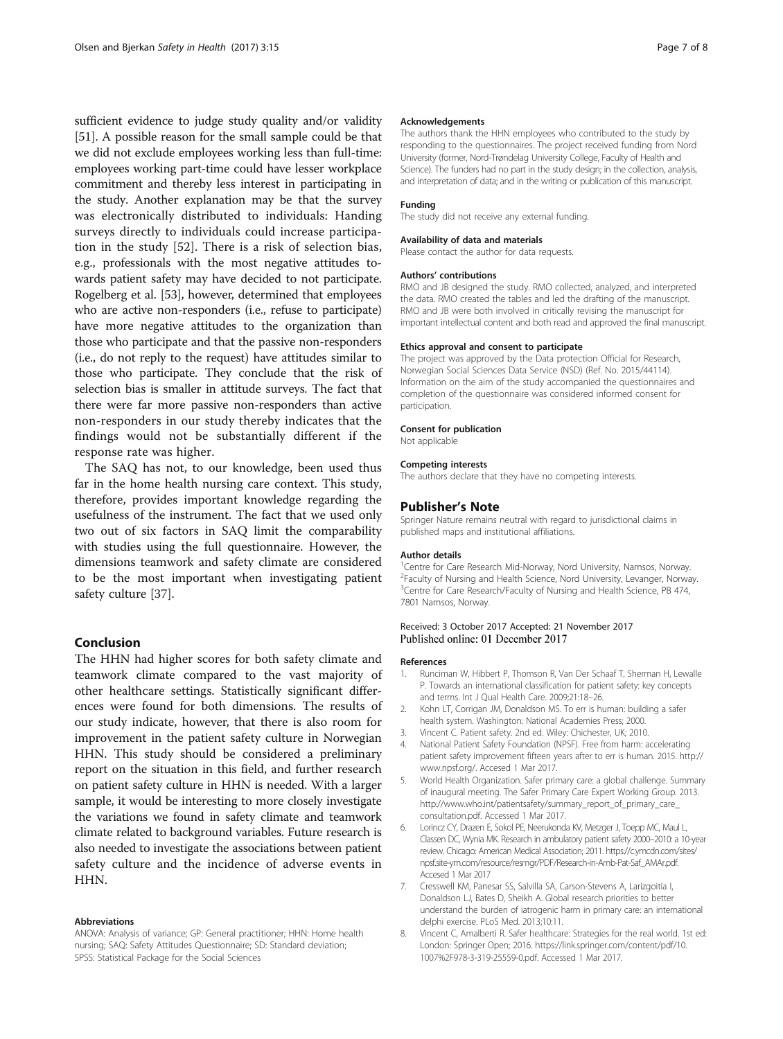sufficient evidence to judge study quality and/or validity [51]. A possible reason for the small sample could be that we did not exclude employees working less than full-time: employees working part-time could have lesser workplace commitment and thereby less interest in participating in the study. Another explanation may be that the survey was electronically distributed to individuals: Handing surveys directly to individuals could increase participation in the study [52]. There is a risk of selection bias, e.g., professionals with the most negative attitudes towards patient safety may have decided to not participate. Rogelberg et al. [53], however, determined that employees who are active non-responders (i.e., refuse to participate) have more negative attitudes to the organization than those who participate and that the passive non-responders (i.e., do not reply to the request) have attitudes similar to those who participate. They conclude that the risk of selection bias is smaller in attitude surveys. The fact that there were far more passive non-responders than active non-responders in our study thereby indicates that the findings would not be substantially different if the response rate was higher.

The SAQ has not, to our knowledge, been used thus far in the home health nursing care context. This study, therefore, provides important knowledge regarding the usefulness of the instrument. The fact that we used only two out of six factors in SAQ limit the comparability with studies using the full questionnaire. However, the dimensions teamwork and safety climate are considered to be the most important when investigating patient safety culture [37].

## Conclusion

The HHN had higher scores for both safety climate and teamwork climate compared to the vast majority of other healthcare settings. Statistically significant differences were found for both dimensions. The results of our study indicate, however, that there is also room for improvement in the patient safety culture in Norwegian HHN. This study should be considered a preliminary report on the situation in this field, and further research on patient safety culture in HHN is needed. With a larger sample, it would be interesting to more closely investigate the variations we found in safety climate and teamwork climate related to background variables. Future research is also needed to investigate the associations between patient safety culture and the incidence of adverse events in HHN.

#### Abbreviations

ANOVA: Analysis of variance; GP: General practitioner; HHN: Home health nursing; SAQ: Safety Attitudes Questionnaire; SD: Standard deviation; SPSS: Statistical Package for the Social Sciences

#### Acknowledgements

The authors thank the HHN employees who contributed to the study by responding to the questionnaires. The project received funding from Nord University (former, Nord-Trøndelag University College, Faculty of Health and Science). The funders had no part in the study design; in the collection, analysis, and interpretation of data; and in the writing or publication of this manuscript.

#### Funding

The study did not receive any external funding.

#### Availability of data and materials

Please contact the author for data requests.

#### Authors' contributions

RMO and JB designed the study. RMO collected, analyzed, and interpreted the data. RMO created the tables and led the drafting of the manuscript. RMO and JB were both involved in critically revising the manuscript for important intellectual content and both read and approved the final manuscript.

#### Ethics approval and consent to participate

The project was approved by the Data protection Official for Research, Norwegian Social Sciences Data Service (NSD) (Ref. No. 2015/44114). Information on the aim of the study accompanied the questionnaires and completion of the questionnaire was considered informed consent for participation.

#### Consent for publication

Not applicable

#### Competing interests

The authors declare that they have no competing interests.

## Publisher's Note

Springer Nature remains neutral with regard to jurisdictional claims in published maps and institutional affiliations.

#### Author details

[1]Centre for Care Research Mid-Norway, Nord University, Namsos, Norway. [2]Faculty of Nursing and Health Science, Nord University, Levanger, Norway. [3]Centre for Care Research/Faculty of Nursing and Health Science, PB 474, 7801 Namsos, Norway.

Received: 3 October 2017 Accepted: 21 November 2017
Published online: 01 December 2017

#### References

1. Runciman W, Hibbert P, Thomson R, Van Der Schaaf T, Sherman H, Lewalle P. Towards an international classification for patient safety: key concepts and terms. Int J Qual Health Care. 2009;21:18–26.
2. Kohn LT, Corrigan JM, Donaldson MS. To err is human: building a safer health system. Washington: National Academies Press; 2000.
3. Vincent C. Patient safety. 2nd ed. Wiley: Chichester, UK; 2010.
4. National Patient Safety Foundation (NPSF). Free from harm: accelerating patient safety improvement fifteen years after to err is human. 2015. http://www.npsf.org/. Accesed 1 Mar 2017.
5. World Health Organization. Safer primary care: a global challenge. Summary of inaugural meeting. The Safer Primary Care Expert Working Group. 2013. http://www.who.int/patientsafety/summary_report_of_primary_care_consultation.pdf. Accessed 1 Mar 2017.
6. Lorincz CY, Drazen E, Sokol PE, Neerukonda KV, Metzger J, Toepp MC, Maul L, Classen DC, Wynia MK. Research in ambulatory patient safety 2000–2010: a 10-year review. Chicago: American Medical Association; 2011. https://c.ymcdn.com/sites/npsf.site-ym.com/resource/resmgr/PDF/Research-in-Amb-Pat-Saf_AMAr.pdf. Accesed 1 Mar 2017
7. Cresswell KM, Panesar SS, Salvilla SA, Carson-Stevens A, Larizgoitia I, Donaldson LJ, Bates D, Sheikh A. Global research priorities to better understand the burden of iatrogenic harm in primary care: an international delphi exercise. PLoS Med. 2013;10:11.
8. Vincent C, Amalberti R. Safer healthcare: Strategies for the real world. 1st ed: London: Springer Open; 2016. https://link.springer.com/content/pdf/10.1007%2F978-3-319-25559-0.pdf. Accessed 1 Mar 2017.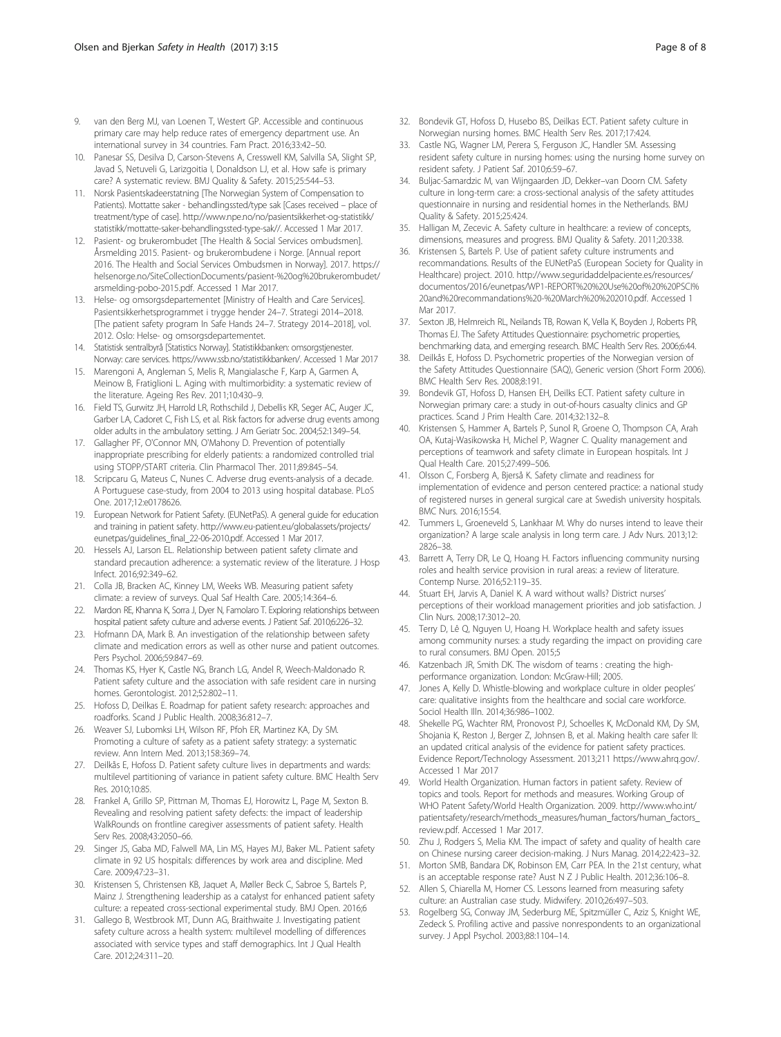9. van den Berg MJ, van Loenen T, Westert GP. Accessible and continuous primary care may help reduce rates of emergency department use. An international survey in 34 countries. Fam Pract. 2016;33:42–50.
10. Panesar SS, Desilva D, Carson-Stevens A, Cresswell KM, Salvilla SA, Slight SP, Javad S, Netuveli G, Larizgoitia I, Donaldson LJ, et al. How safe is primary care? A systematic review. BMJ Quality & Safety. 2015;25:544–53.
11. Norsk Pasientskadeerstatning [The Norwegian System of Compensation to Patients). Mottatte saker - behandlingssted/type sak [Cases received – place of treatment/type of case]. http://www.npe.no/no/pasientsikkerhet-og-statistikk/statistikk/mottatte-saker-behandlingssted-type-sak//. Accessed 1 Mar 2017.
12. Pasient- og brukerombudet [The Health & Social Services ombudsmen]. Årsmelding 2015. Pasient- og brukerombudene i Norge. [Annual report 2016. The Health and Social Services Ombudsmen in Norway]. 2017. https://helsenorge.no/SiteCollectionDocuments/pasient-%20og%20brukerombudet/arsmelding-pobo-2015.pdf. Accessed 1 Mar 2017.
13. Helse- og omsorgsdepartementet [Ministry of Health and Care Services]. Pasientsikkerhetsprogrammet i trygge hender 24–7. Strategi 2014–2018. [The patient safety program In Safe Hands 24–7. Strategy 2014–2018], vol. 2012. Oslo: Helse- og omsorgsdepartementet.
14. Statistisk sentralbyrå [Statistics Norway]. Statistikkbanken: omsorgstjenester. Norway: care services. https://www.ssb.no/statistikkbanken/. Accessed 1 Mar 2017
15. Marengoni A, Angleman S, Melis R, Mangialasche F, Karp A, Garmen A, Meinow B, Fratiglioni L. Aging with multimorbidity: a systematic review of the literature. Ageing Res Rev. 2011;10:430–9.
16. Field TS, Gurwitz JH, Harrold LR, Rothschild J, Debellis KR, Seger AC, Auger JC, Garber LA, Cadoret C, Fish LS, et al. Risk factors for adverse drug events among older adults in the ambulatory setting. J Am Geriatr Soc. 2004;52:1349–54.
17. Gallagher PF, O'Connor MN, O'Mahony D. Prevention of potentially inappropriate prescribing for elderly patients: a randomized controlled trial using STOPP/START criteria. Clin Pharmacol Ther. 2011;89:845–54.
18. Scripcaru G, Mateus C, Nunes C. Adverse drug events-analysis of a decade. A Portuguese case-study, from 2004 to 2013 using hospital database. PLoS One. 2017;12:e0178626.
19. European Network for Patient Safety. (EUNetPaS). A general guide for education and training in patient safety. http://www.eu-patient.eu/globalassets/projects/eunetpas/guidelines_final_22-06-2010.pdf. Accessed 1 Mar 2017.
20. Hessels AJ, Larson EL. Relationship between patient safety climate and standard precaution adherence: a systematic review of the literature. J Hosp Infect. 2016;92:349–62.
21. Colla JB, Bracken AC, Kinney LM, Weeks WB. Measuring patient safety climate: a review of surveys. Qual Saf Health Care. 2005;14:364–6.
22. Mardon RE, Khanna K, Sorra J, Dyer N, Famolaro T. Exploring relationships between hospital patient safety culture and adverse events. J Patient Saf. 2010;6:226–32.
23. Hofmann DA, Mark B. An investigation of the relationship between safety climate and medication errors as well as other nurse and patient outcomes. Pers Psychol. 2006;59:847–69.
24. Thomas KS, Hyer K, Castle NG, Branch LG, Andel R, Weech-Maldonado R. Patient safety culture and the association with safe resident care in nursing homes. Gerontologist. 2012;52:802–11.
25. Hofoss D, Deilkas E. Roadmap for patient safety research: approaches and roadforks. Scand J Public Health. 2008;36:812–7.
26. Weaver SJ, Lubomksi LH, Wilson RF, Pfoh ER, Martinez KA, Dy SM. Promoting a culture of safety as a patient safety strategy: a systematic review. Ann Intern Med. 2013;158:369–74.
27. Deilkås E, Hofoss D. Patient safety culture lives in departments and wards: multilevel partitioning of variance in patient safety culture. BMC Health Serv Res. 2010;10:85.
28. Frankel A, Grillo SP, Pittman M, Thomas EJ, Horowitz L, Page M, Sexton B. Revealing and resolving patient safety defects: the impact of leadership WalkRounds on frontline caregiver assessments of patient safety. Health Serv Res. 2008;43:2050–66.
29. Singer JS, Gaba MD, Falwell MA, Lin MS, Hayes MJ, Baker ML. Patient safety climate in 92 US hospitals: differences by work area and discipline. Med Care. 2009;47:23–31.
30. Kristensen S, Christensen KB, Jaquet A, Møller Beck C, Sabroe S, Bartels P, Mainz J. Strengthening leadership as a catalyst for enhanced patient safety culture: a repeated cross-sectional experimental study. BMJ Open. 2016;6
31. Gallego B, Westbrook MT, Dunn AG, Braithwaite J. Investigating patient safety culture across a health system: multilevel modelling of differences associated with service types and staff demographics. Int J Qual Health Care. 2012;24:311–20.
32. Bondevik GT, Hofoss D, Husebo BS, Deilkas ECT. Patient safety culture in Norwegian nursing homes. BMC Health Serv Res. 2017;17:424.
33. Castle NG, Wagner LM, Perera S, Ferguson JC, Handler SM. Assessing resident safety culture in nursing homes: using the nursing home survey on resident safety. J Patient Saf. 2010;6:59–67.
34. Buljac-Samardzic M, van Wijngaarden JD, Dekker–van Doorn CM. Safety culture in long-term care: a cross-sectional analysis of the safety attitudes questionnaire in nursing and residential homes in the Netherlands. BMJ Quality & Safety. 2015;25:424.
35. Halligan M, Zecevic A. Safety culture in healthcare: a review of concepts, dimensions, measures and progress. BMJ Quality & Safety. 2011;20:338.
36. Kristensen S, Bartels P. Use of patient safety culture instruments and recommandations. Results of the EUNetPaS (European Society for Quality in Healthcare) project. 2010. http://www.seguridaddelpaciente.es/resources/documentos/2016/eunetpas/WP1-REPORT%20%20Use%20of%20%20PSCI%20and%20recommandations%20-%20March%20%202010.pdf. Accessed 1 Mar 2017.
37. Sexton JB, Helmreich RL, Neilands TB, Rowan K, Vella K, Boyden J, Roberts PR, Thomas EJ. The Safety Attitudes Questionnaire: psychometric properties, benchmarking data, and emerging research. BMC Health Serv Res. 2006;6:44.
38. Deilkås E, Hofoss D. Psychometric properties of the Norwegian version of the Safety Attitudes Questionnaire (SAQ), Generic version (Short Form 2006). BMC Health Serv Res. 2008;8:191.
39. Bondevik GT, Hofoss D, Hansen EH, Deilks ECT. Patient safety culture in Norwegian primary care: a study in out-of-hours casualty clinics and GP practices. Scand J Prim Health Care. 2014;32:132–8.
40. Kristensen S, Hammer A, Bartels P, Sunol R, Groene O, Thompson CA, Arah OA, Kutaj-Wasikowska H, Michel P, Wagner C. Quality management and perceptions of teamwork and safety climate in European hospitals. Int J Qual Health Care. 2015;27:499–506.
41. Olsson C, Forsberg A, Bjersâ K. Safety climate and readiness for implementation of evidence and person centered practice: a national study of registered nurses in general surgical care at Swedish university hospitals. BMC Nurs. 2016;15:54.
42. Tummers L, Groeneveld S, Lankhaar M. Why do nurses intend to leave their organization? A large scale analysis in long term care. J Adv Nurs. 2013;12:2826–38.
43. Barrett A, Terry DR, Le Q, Hoang H. Factors influencing community nursing roles and health service provision in rural areas: a review of literature. Contemp Nurse. 2016;52:119–35.
44. Stuart EH, Jarvis A, Daniel K. A ward without walls? District nurses' perceptions of their workload management priorities and job satisfaction. J Clin Nurs. 2008;17:3012–20.
45. Terry D, Lê Q, Nguyen U, Hoang H. Workplace health and safety issues among community nurses: a study regarding the impact on providing care to rural consumers. BMJ Open. 2015;5
46. Katzenbach JR, Smith DK. The wisdom of teams : creating the high-performance organization. London: McGraw-Hill; 2005.
47. Jones A, Kelly D. Whistle-blowing and workplace culture in older peoples' care: qualitative insights from the healthcare and social care workforce. Sociol Health Illn. 2014;36:986–1002.
48. Shekelle PG, Wachter RM, Pronovost PJ, Schoelles K, McDonald KM, Dy SM, Shojania K, Reston J, Berger Z, Johnsen B, et al. Making health care safer II: an updated critical analysis of the evidence for patient safety practices. Evidence Report/Technology Assessment. 2013;211 https://www.ahrq.gov/. Accessed 1 Mar 2017
49. World Health Organization. Human factors in patient safety. Review of topics and tools. Report for methods and measures. Working Group of WHO Patent Safety/World Health Organization. 2009. http://www.who.int/patientsafety/research/methods_measures/human_factors/human_factors_review.pdf. Accessed 1 Mar 2017.
50. Zhu J, Rodgers S, Melia KM. The impact of safety and quality of health care on Chinese nursing career decision-making. J Nurs Manag. 2014;22:423–32.
51. Morton SMB, Bandara DK, Robinson EM, Carr PEA. In the 21st century, what is an acceptable response rate? Aust N Z J Public Health. 2012;36:106–8.
52. Allen S, Chiarella M, Homer CS. Lessons learned from measuring safety culture: an Australian case study. Midwifery. 2010;26:497–503.
53. Rogelberg SG, Conway JM, Sederburg ME, Spitzmüller C, Aziz S, Knight WE, Zedeck S. Profiling active and passive nonrespondents to an organizational survey. J Appl Psychol. 2003;88:1104–14.